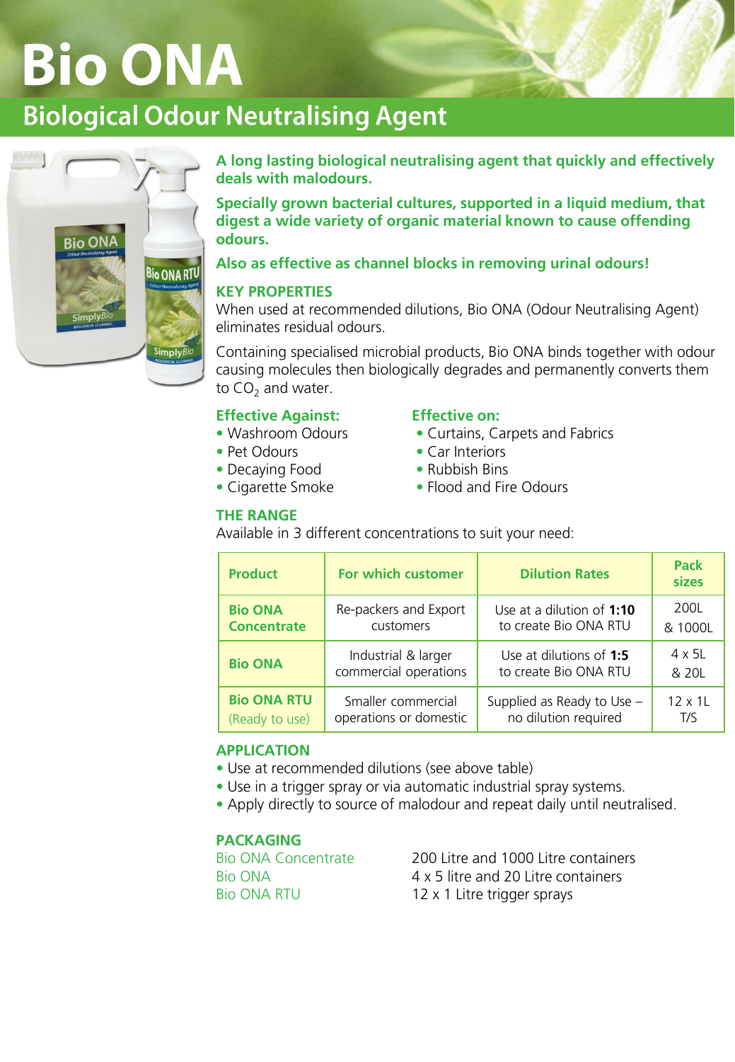# Bio ONA

## Biological Odour Neutralising Agent

**A long lasting biological neutralising agent that quickly and effectively deals with malodours.**

**Specially grown bacterial cultures, supported in a liquid medium, that digest a wide variety of organic material known to cause offending odours.**

**Also as effective as channel blocks in removing urinal odours!**

### KEY PROPERTIES

When used at recommended dilutions, Bio ONA (Odour Neutralising Agent) eliminates residual odours.

Containing specialised microbial products, Bio ONA binds together with odour causing molecules then biologically degrades and permanently converts them to $CO_2$ and water.

**Effective Against:**
- Washroom Odours
- Pet Odours
- Decaying Food
- Cigarette Smoke

**Effective on:**
- Curtains, Carpets and Fabrics
- Car Interiors
- Rubbish Bins
- Flood and Fire Odours

### THE RANGE

Available in 3 different concentrations to suit your need:

| Product | For which customer | Dilution Rates | Pack sizes |
|---|---|---|---|
| **Bio ONA Concentrate** | Re-packers and Export customers | Use at a dilution of **1:10** to create Bio ONA RTU | 200L & 1000L |
| **Bio ONA** | Industrial & larger commercial operations | Use at dilutions of **1:5** to create Bio ONA RTU | 4 x 5L & 20L |
| **Bio ONA RTU** (Ready to use) | Smaller commercial operations or domestic | Supplied as Ready to Use – no dilution required | 12 x 1L T/S |

### APPLICATION

- Use at recommended dilutions (see above table)
- Use in a trigger spray or via automatic industrial spray systems.
- Apply directly to source of malodour and repeat daily until neutralised.

### PACKAGING

| | |
|---|---|
| Bio ONA Concentrate | 200 Litre and 1000 Litre containers |
| Bio ONA | 4 x 5 litre and 20 Litre containers |
| Bio ONA RTU | 12 x 1 Litre trigger sprays |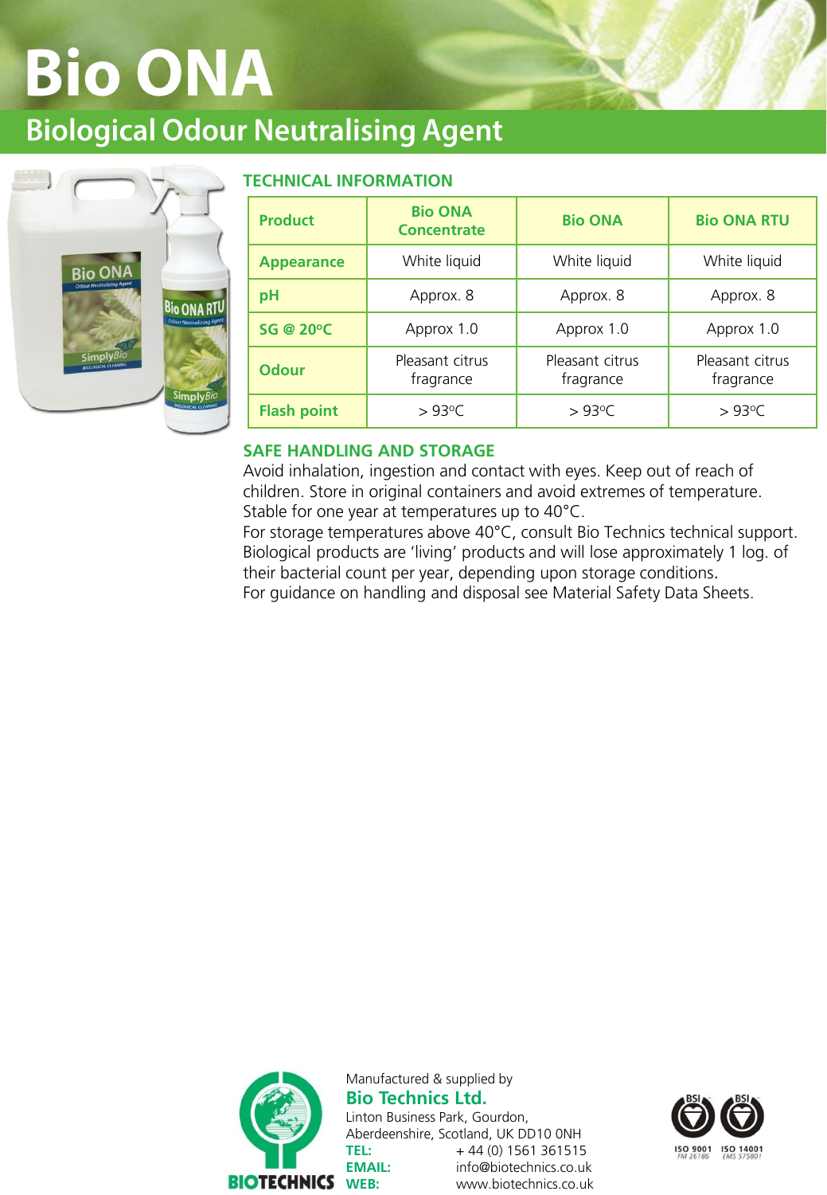# Bio ONA

## Biological Odour Neutralising Agent

### TECHNICAL INFORMATION

| Product | Bio ONA Concentrate | Bio ONA | Bio ONA RTU |
|---|---|---|---|
| Appearance | White liquid | White liquid | White liquid |
| pH | Approx. 8 | Approx. 8 | Approx. 8 |
| SG @ 20ºC | Approx 1.0 | Approx 1.0 | Approx 1.0 |
| Odour | Pleasant citrus fragrance | Pleasant citrus fragrance | Pleasant citrus fragrance |
| Flash point | > 93ºC | > 93ºC | > 93ºC |

### SAFE HANDLING AND STORAGE

Avoid inhalation, ingestion and contact with eyes. Keep out of reach of children. Store in original containers and avoid extremes of temperature. Stable for one year at temperatures up to 40°C.
For storage temperatures above 40°C, consult Bio Technics technical support. Biological products are 'living' products and will lose approximately 1 log. of their bacterial count per year, depending upon storage conditions.
For guidance on handling and disposal see Material Safety Data Sheets.

BIOTECHNICS

Manufactured & supplied by
**Bio Technics Ltd.**
Linton Business Park, Gourdon,
Aberdeenshire, Scotland, UK DD10 0NH
**TEL:** + 44 (0) 1561 361515
**EMAIL:** info@biotechnics.co.uk
**WEB:** www.biotechnics.co.uk

ISO 9001 FM 26186 ISO 14001 EMS 575801